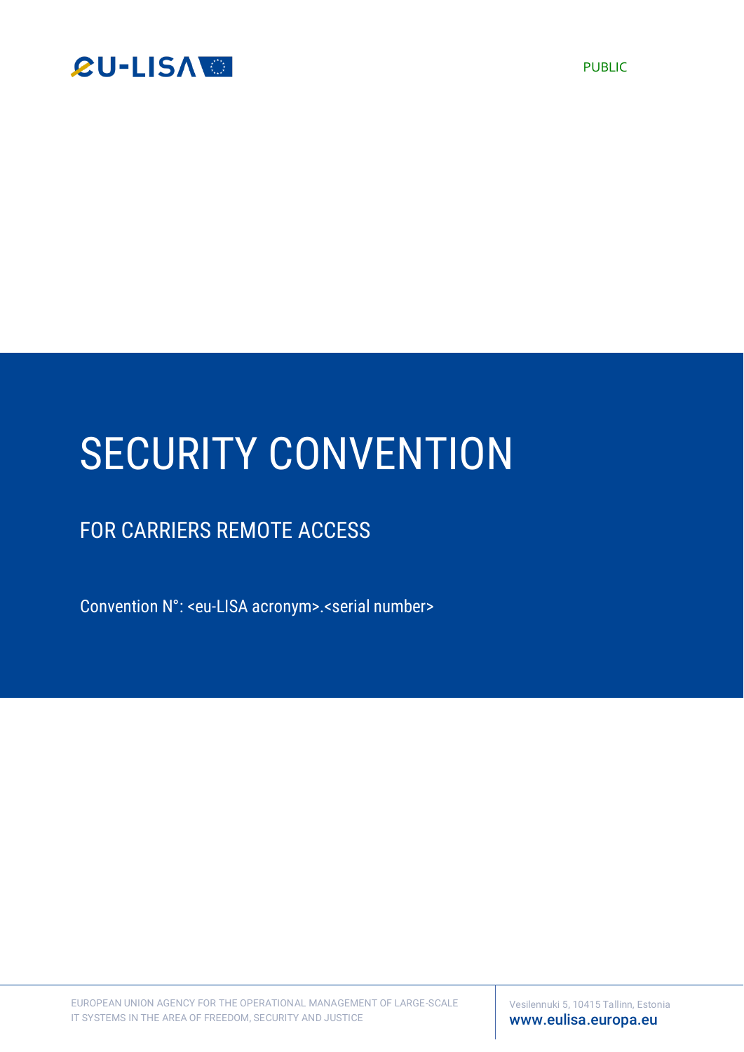PUBLIC

# SECURITY CONVENTION

## FOR CARRIERS REMOTE ACCESS

Convention N°: <eu-LISA acronym>.<serial number>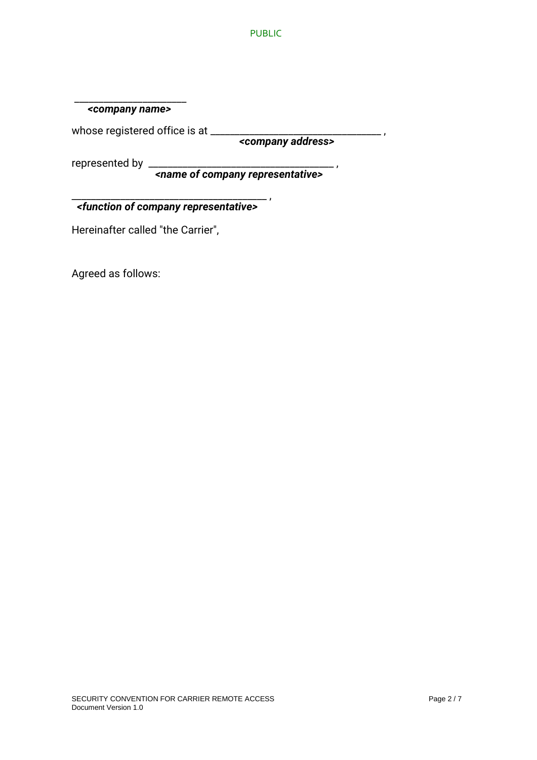______________________
***<company name>***

whose registered office is at _________________________________ ,
***<company address>***

represented by ____________________________________ ,
***<name of company representative>***

_____________________________________ ,
***<function of company representative>***

Hereinafter called "the Carrier",

Agreed as follows: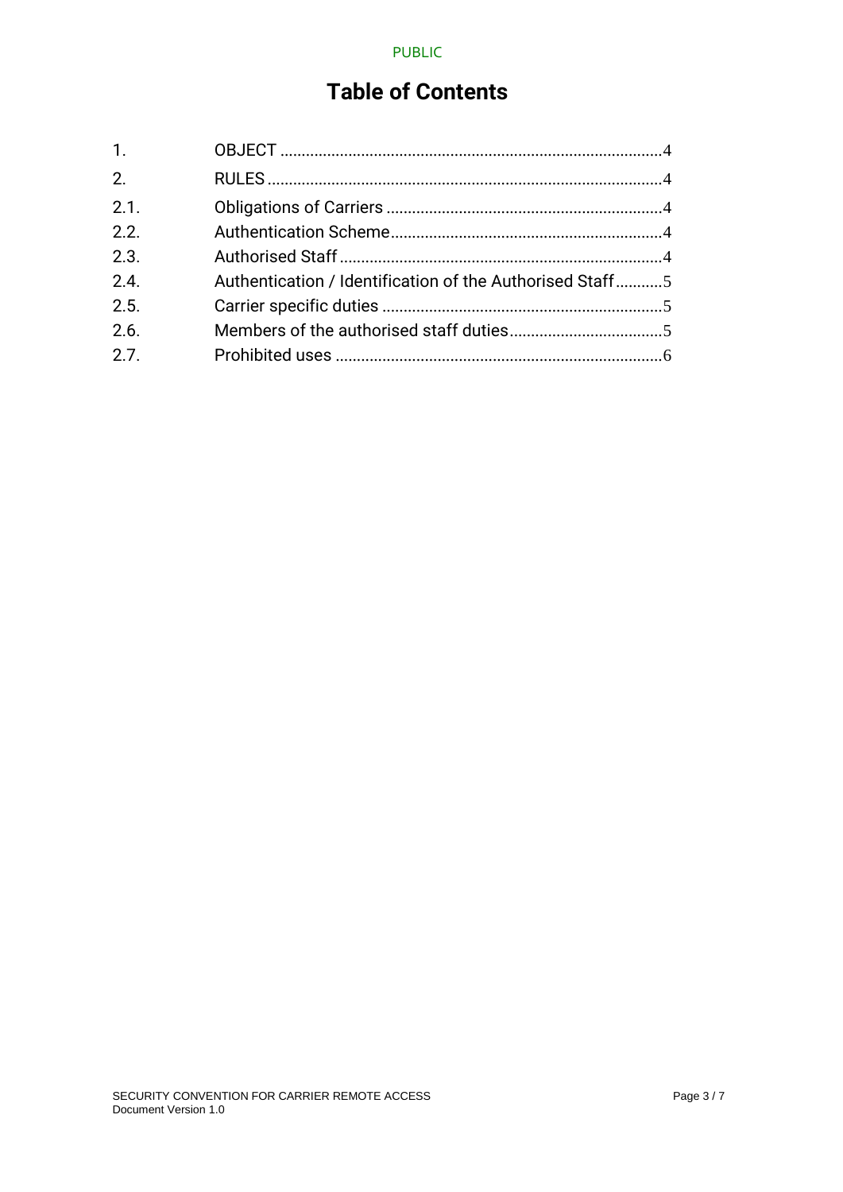# Table of Contents

| | | |
|---|---|---|
| 1. | OBJECT | 4 |
| 2. | RULES | 4 |
| 2.1. | Obligations of Carriers | 4 |
| 2.2. | Authentication Scheme | 4 |
| 2.3. | Authorised Staff | 4 |
| 2.4. | Authentication / Identification of the Authorised Staff | 5 |
| 2.5. | Carrier specific duties | 5 |
| 2.6. | Members of the authorised staff duties | 5 |
| 2.7. | Prohibited uses | 6 |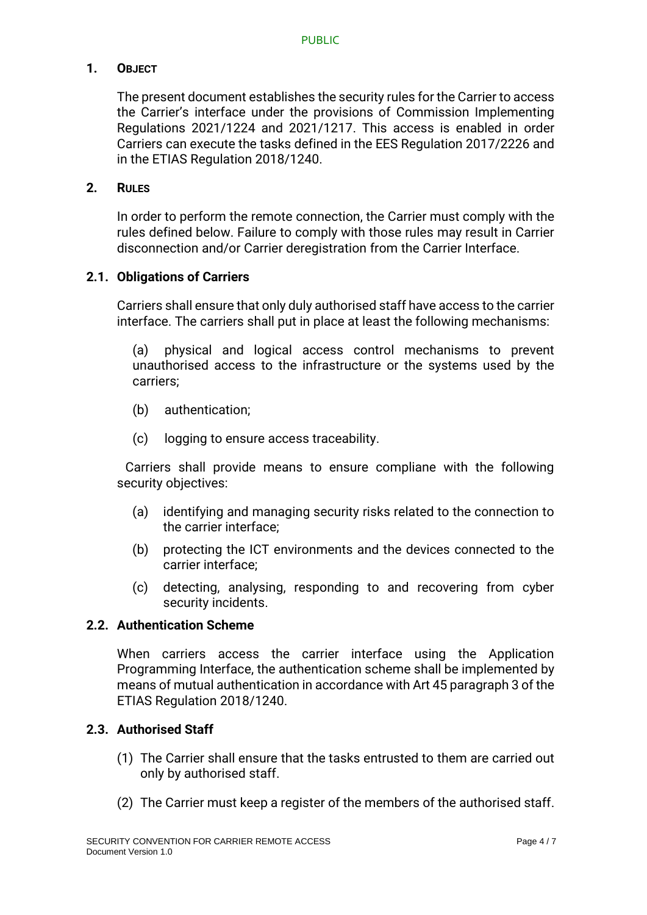## 1. OBJECT

The present document establishes the security rules for the Carrier to access the Carrier's interface under the provisions of Commission Implementing Regulations 2021/1224 and 2021/1217. This access is enabled in order Carriers can execute the tasks defined in the EES Regulation 2017/2226 and in the ETIAS Regulation 2018/1240.

## 2. RULES

In order to perform the remote connection, the Carrier must comply with the rules defined below. Failure to comply with those rules may result in Carrier disconnection and/or Carrier deregistration from the Carrier Interface.

### 2.1. Obligations of Carriers

Carriers shall ensure that only duly authorised staff have access to the carrier interface. The carriers shall put in place at least the following mechanisms:

(a) physical and logical access control mechanisms to prevent unauthorised access to the infrastructure or the systems used by the carriers;

(b) authentication;

(c) logging to ensure access traceability.

Carriers shall provide means to ensure compliane with the following security objectives:

(a) identifying and managing security risks related to the connection to the carrier interface;

(b) protecting the ICT environments and the devices connected to the carrier interface;

(c) detecting, analysing, responding to and recovering from cyber security incidents.

### 2.2. Authentication Scheme

When carriers access the carrier interface using the Application Programming Interface, the authentication scheme shall be implemented by means of mutual authentication in accordance with Art 45 paragraph 3 of the ETIAS Regulation 2018/1240.

### 2.3. Authorised Staff

(1) The Carrier shall ensure that the tasks entrusted to them are carried out only by authorised staff.

(2) The Carrier must keep a register of the members of the authorised staff.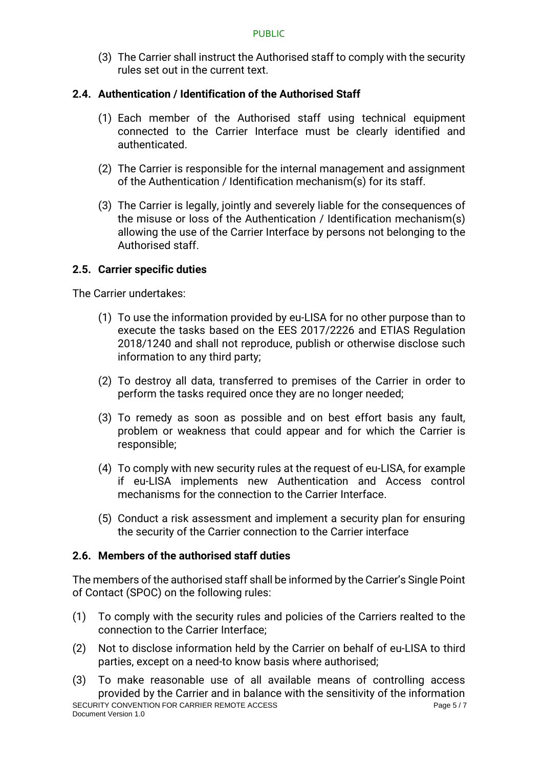(3) The Carrier shall instruct the Authorised staff to comply with the security rules set out in the current text.

### 2.4. Authentication / Identification of the Authorised Staff

(1) Each member of the Authorised staff using technical equipment connected to the Carrier Interface must be clearly identified and authenticated.

(2) The Carrier is responsible for the internal management and assignment of the Authentication / Identification mechanism(s) for its staff.

(3) The Carrier is legally, jointly and severely liable for the consequences of the misuse or loss of the Authentication / Identification mechanism(s) allowing the use of the Carrier Interface by persons not belonging to the Authorised staff.

### 2.5. Carrier specific duties

The Carrier undertakes:

(1) To use the information provided by eu-LISA for no other purpose than to execute the tasks based on the EES 2017/2226 and ETIAS Regulation 2018/1240 and shall not reproduce, publish or otherwise disclose such information to any third party;

(2) To destroy all data, transferred to premises of the Carrier in order to perform the tasks required once they are no longer needed;

(3) To remedy as soon as possible and on best effort basis any fault, problem or weakness that could appear and for which the Carrier is responsible;

(4) To comply with new security rules at the request of eu-LISA, for example if eu-LISA implements new Authentication and Access control mechanisms for the connection to the Carrier Interface.

(5) Conduct a risk assessment and implement a security plan for ensuring the security of the Carrier connection to the Carrier interface

### 2.6. Members of the authorised staff duties

The members of the authorised staff shall be informed by the Carrier's Single Point of Contact (SPOC) on the following rules:

(1) To comply with the security rules and policies of the Carriers realted to the connection to the Carrier Interface;

(2) Not to disclose information held by the Carrier on behalf of eu-LISA to third parties, except on a need-to know basis where authorised;

(3) To make reasonable use of all available means of controlling access provided by the Carrier and in balance with the sensitivity of the information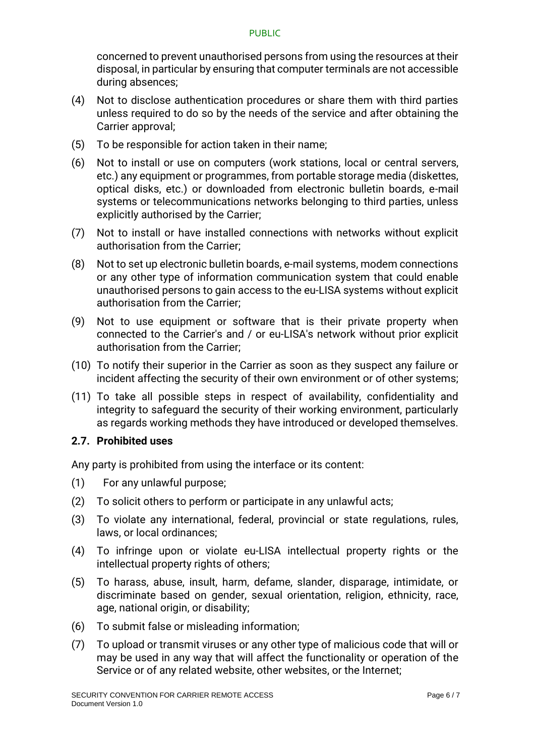concerned to prevent unauthorised persons from using the resources at their disposal, in particular by ensuring that computer terminals are not accessible during absences;

(4) Not to disclose authentication procedures or share them with third parties unless required to do so by the needs of the service and after obtaining the Carrier approval;

(5) To be responsible for action taken in their name;

(6) Not to install or use on computers (work stations, local or central servers, etc.) any equipment or programmes, from portable storage media (diskettes, optical disks, etc.) or downloaded from electronic bulletin boards, e-mail systems or telecommunications networks belonging to third parties, unless explicitly authorised by the Carrier;

(7) Not to install or have installed connections with networks without explicit authorisation from the Carrier;

(8) Not to set up electronic bulletin boards, e-mail systems, modem connections or any other type of information communication system that could enable unauthorised persons to gain access to the eu-LISA systems without explicit authorisation from the Carrier;

(9) Not to use equipment or software that is their private property when connected to the Carrier's and / or eu-LISA's network without prior explicit authorisation from the Carrier;

(10) To notify their superior in the Carrier as soon as they suspect any failure or incident affecting the security of their own environment or of other systems;

(11) To take all possible steps in respect of availability, confidentiality and integrity to safeguard the security of their working environment, particularly as regards working methods they have introduced or developed themselves.

### 2.7. Prohibited uses

Any party is prohibited from using the interface or its content:

(1) For any unlawful purpose;

(2) To solicit others to perform or participate in any unlawful acts;

(3) To violate any international, federal, provincial or state regulations, rules, laws, or local ordinances;

(4) To infringe upon or violate eu-LISA intellectual property rights or the intellectual property rights of others;

(5) To harass, abuse, insult, harm, defame, slander, disparage, intimidate, or discriminate based on gender, sexual orientation, religion, ethnicity, race, age, national origin, or disability;

(6) To submit false or misleading information;

(7) To upload or transmit viruses or any other type of malicious code that will or may be used in any way that will affect the functionality or operation of the Service or of any related website, other websites, or the Internet;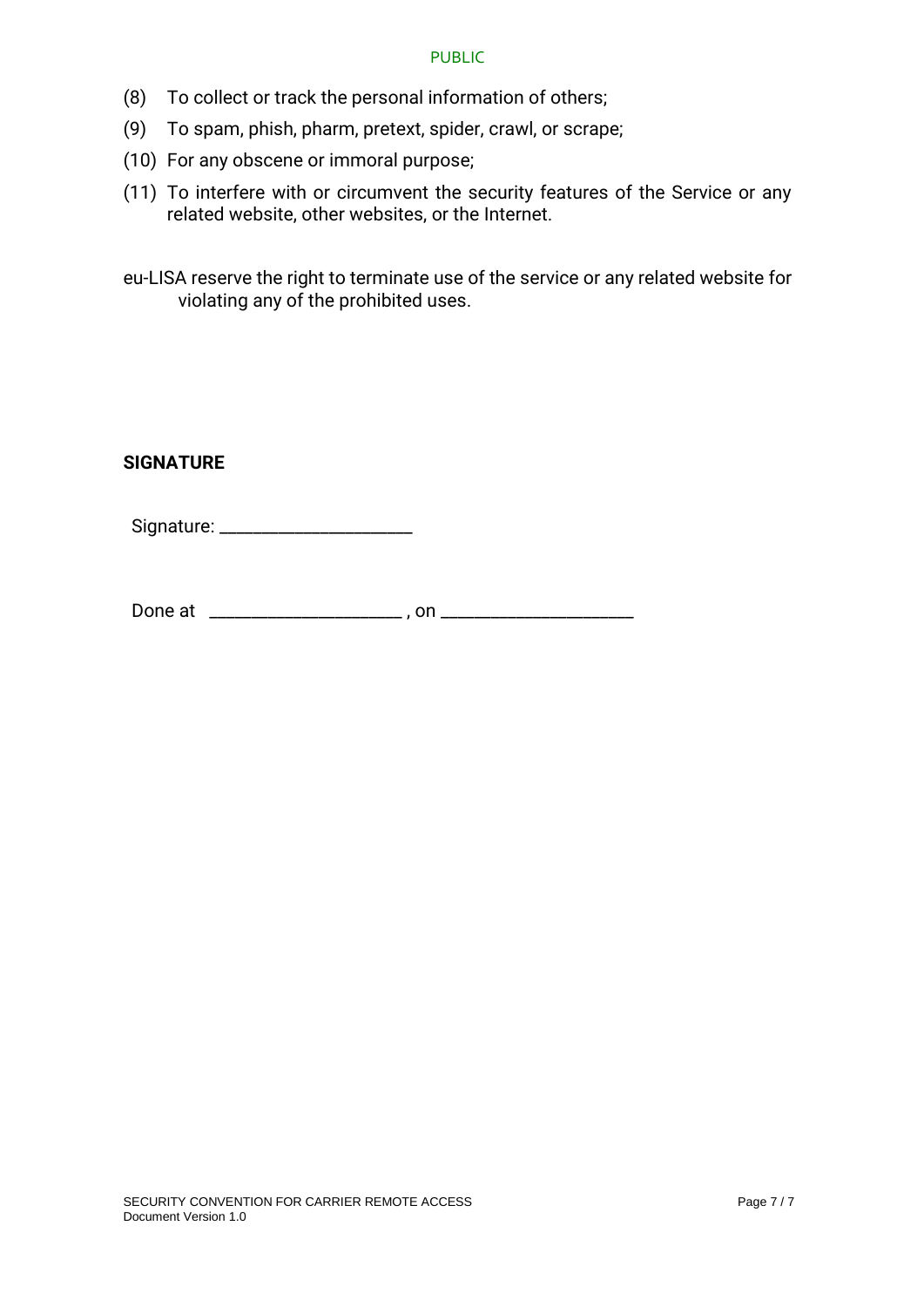(8) To collect or track the personal information of others;

(9) To spam, phish, pharm, pretext, spider, crawl, or scrape;

(10) For any obscene or immoral purpose;

(11) To interfere with or circumvent the security features of the Service or any related website, other websites, or the Internet.

eu-LISA reserve the right to terminate use of the service or any related website for violating any of the prohibited uses.

**SIGNATURE**

Signature: _____________________

Done at _____________________ , on _____________________